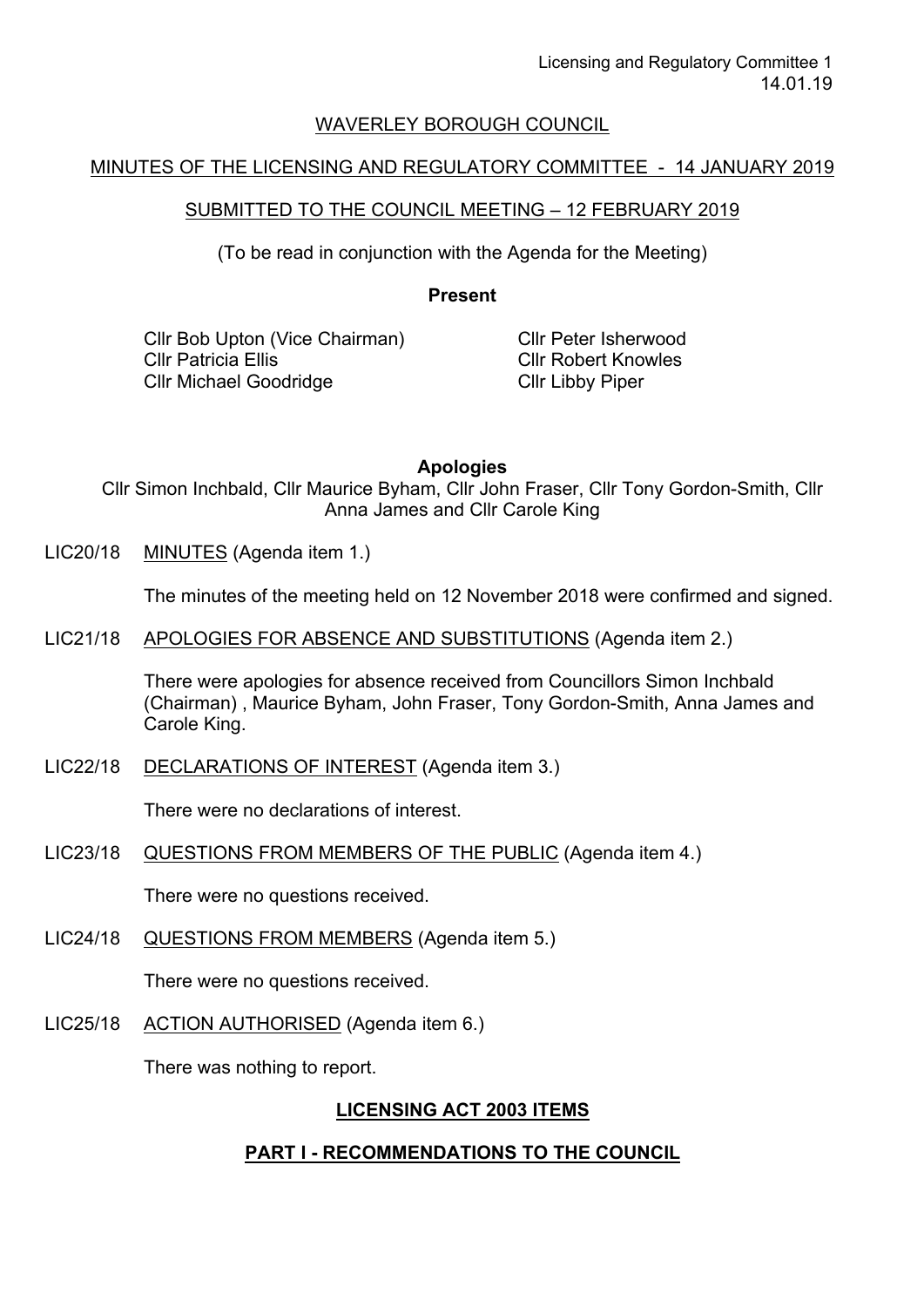WAVERLEY BOROUGH COUNCIL

MINUTES OF THE LICENSING AND REGULATORY COMMITTEE - 14 JANUARY 2019

SUBMITTED TO THE COUNCIL MEETING – 12 FEBRUARY 2019

(To be read in conjunction with the Agenda for the Meeting)

**Present**

Cllr Bob Upton (Vice Chairman)
Cllr Patricia Ellis
Cllr Michael Goodridge
Cllr Peter Isherwood
Cllr Robert Knowles
Cllr Libby Piper

**Apologies**

Cllr Simon Inchbald, Cllr Maurice Byham, Cllr John Fraser, Cllr Tony Gordon-Smith, Cllr Anna James and Cllr Carole King

LIC20/18 MINUTES (Agenda item 1.)

The minutes of the meeting held on 12 November 2018 were confirmed and signed.

LIC21/18 APOLOGIES FOR ABSENCE AND SUBSTITUTIONS (Agenda item 2.)

There were apologies for absence received from Councillors Simon Inchbald (Chairman) , Maurice Byham, John Fraser, Tony Gordon-Smith, Anna James and Carole King.

LIC22/18 DECLARATIONS OF INTEREST (Agenda item 3.)

There were no declarations of interest.

LIC23/18 QUESTIONS FROM MEMBERS OF THE PUBLIC (Agenda item 4.)

There were no questions received.

LIC24/18 QUESTIONS FROM MEMBERS (Agenda item 5.)

There were no questions received.

LIC25/18 ACTION AUTHORISED (Agenda item 6.)

There was nothing to report.

**LICENSING ACT 2003 ITEMS**

**PART I - RECOMMENDATIONS TO THE COUNCIL**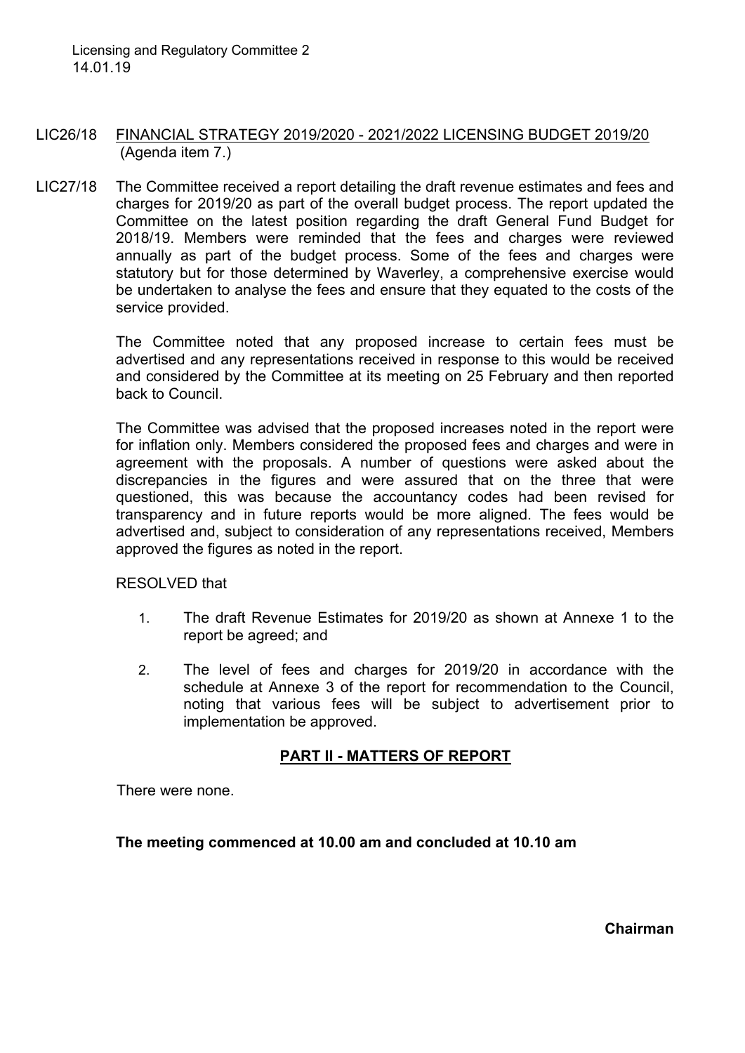LIC26/18 FINANCIAL STRATEGY 2019/2020 - 2021/2022 LICENSING BUDGET 2019/20 (Agenda item 7.)

LIC27/18 The Committee received a report detailing the draft revenue estimates and fees and charges for 2019/20 as part of the overall budget process. The report updated the Committee on the latest position regarding the draft General Fund Budget for 2018/19. Members were reminded that the fees and charges were reviewed annually as part of the budget process. Some of the fees and charges were statutory but for those determined by Waverley, a comprehensive exercise would be undertaken to analyse the fees and ensure that they equated to the costs of the service provided.

The Committee noted that any proposed increase to certain fees must be advertised and any representations received in response to this would be received and considered by the Committee at its meeting on 25 February and then reported back to Council.

The Committee was advised that the proposed increases noted in the report were for inflation only. Members considered the proposed fees and charges and were in agreement with the proposals. A number of questions were asked about the discrepancies in the figures and were assured that on the three that were questioned, this was because the accountancy codes had been revised for transparency and in future reports would be more aligned. The fees would be advertised and, subject to consideration of any representations received, Members approved the figures as noted in the report.

RESOLVED that

1. The draft Revenue Estimates for 2019/20 as shown at Annexe 1 to the report be agreed; and

2. The level of fees and charges for 2019/20 in accordance with the schedule at Annexe 3 of the report for recommendation to the Council, noting that various fees will be subject to advertisement prior to implementation be approved.

## PART II - MATTERS OF REPORT

There were none.

**The meeting commenced at 10.00 am and concluded at 10.10 am**

**Chairman**